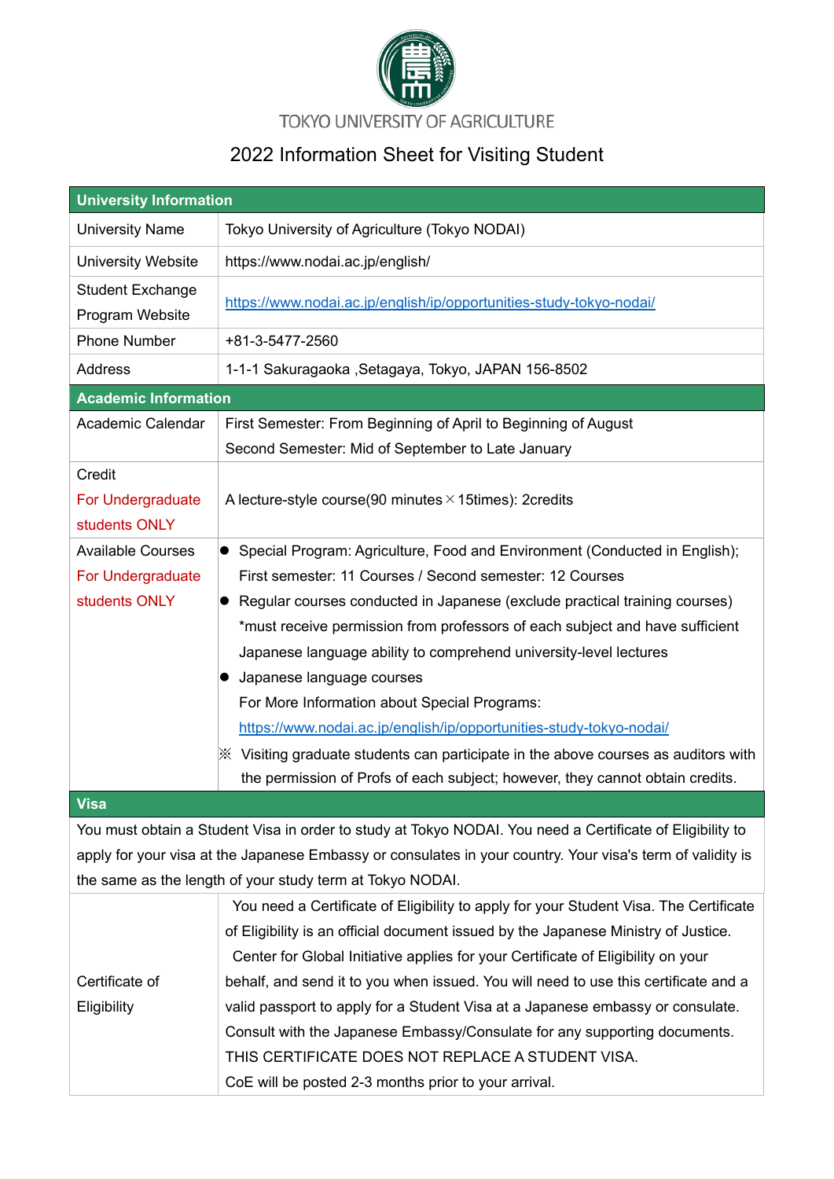TOKYO UNIVERSITY OF AGRICULTURE

# 2022 Information Sheet for Visiting Student

| **University Information** | |
|---|---|
| University Name | Tokyo University of Agriculture (Tokyo NODAI) |
| University Website | https://www.nodai.ac.jp/english/ |
| Student Exchange Program Website | https://www.nodai.ac.jp/english/ip/opportunities-study-tokyo-nodai/ |
| Phone Number | +81-3-5477-2560 |
| Address | 1-1-1 Sakuragaoka ,Setagaya, Tokyo, JAPAN 156-8502 |
| **Academic Information** | |
| Academic Calendar | First Semester: From Beginning of April to Beginning of August<br>Second Semester: Mid of September to Late January |
| Credit<br>For Undergraduate students ONLY | A lecture-style course(90 minutes × 15times): 2credits |
| Available Courses<br>For Undergraduate students ONLY | ● Special Program: Agriculture, Food and Environment (Conducted in English);<br>First semester: 11 Courses / Second semester: 12 Courses<br>● Regular courses conducted in Japanese (exclude practical training courses)<br>*must receive permission from professors of each subject and have sufficient Japanese language ability to comprehend university-level lectures<br>● Japanese language courses<br>For More Information about Special Programs:<br>https://www.nodai.ac.jp/english/ip/opportunities-study-tokyo-nodai/<br>※ Visiting graduate students can participate in the above courses as auditors with the permission of Profs of each subject; however, they cannot obtain credits. |
| **Visa** | |
| You must obtain a Student Visa in order to study at Tokyo NODAI. You need a Certificate of Eligibility to apply for your visa at the Japanese Embassy or consulates in your country. Your visa's term of validity is the same as the length of your study term at Tokyo NODAI. | |
| Certificate of Eligibility | You need a Certificate of Eligibility to apply for your Student Visa. The Certificate of Eligibility is an official document issued by the Japanese Ministry of Justice.<br>Center for Global Initiative applies for your Certificate of Eligibility on your behalf, and send it to you when issued. You will need to use this certificate and a valid passport to apply for a Student Visa at a Japanese embassy or consulate. Consult with the Japanese Embassy/Consulate for any supporting documents.<br>THIS CERTIFICATE DOES NOT REPLACE A STUDENT VISA.<br>CoE will be posted 2-3 months prior to your arrival. |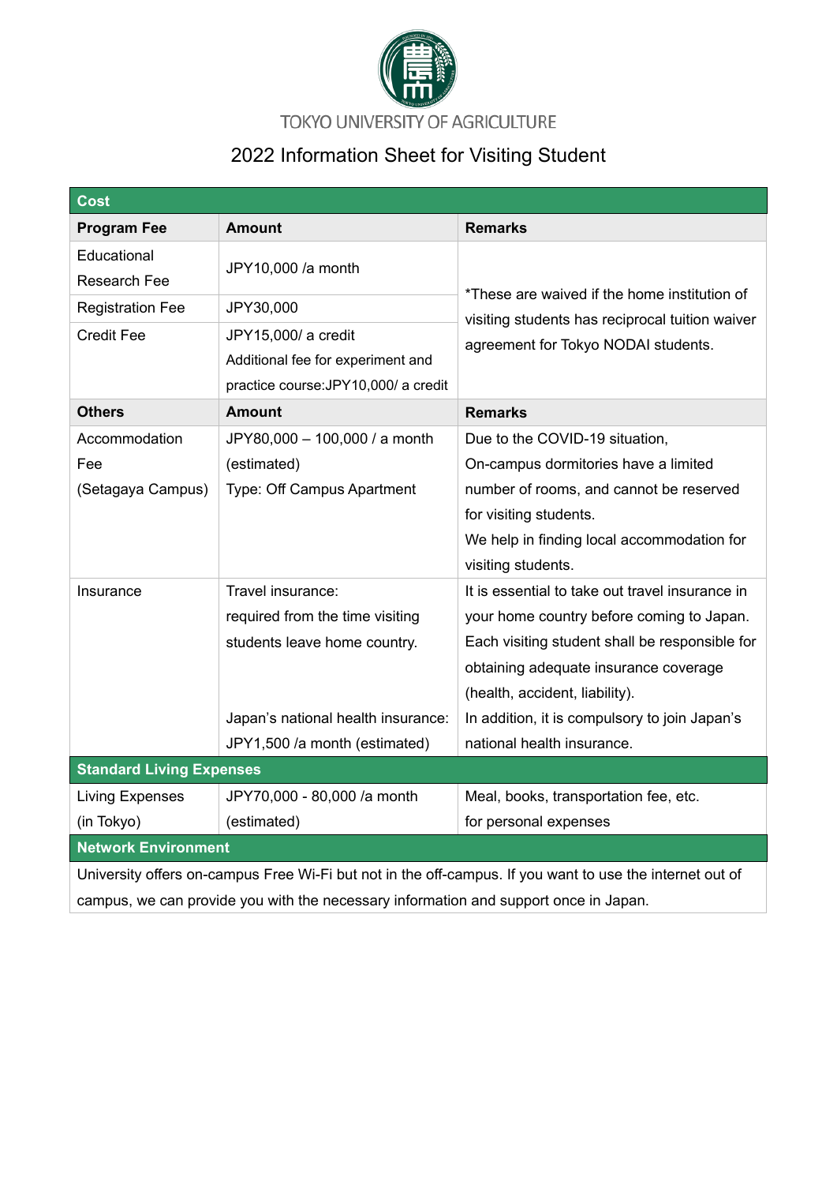TOKYO UNIVERSITY OF AGRICULTURE

# 2022 Information Sheet for Visiting Student

| Cost | | |
|---|---|---|
| **Program Fee** | **Amount** | **Remarks** |
| Educational Research Fee | JPY10,000 /a month | *These are waived if the home institution of visiting students has reciprocal tuition waiver agreement for Tokyo NODAI students. |
| Registration Fee | JPY30,000 | |
| Credit Fee | JPY15,000/ a credit<br>Additional fee for experiment and practice course:JPY10,000/ a credit | |
| **Others** | **Amount** | **Remarks** |
| Accommodation Fee (Setagaya Campus) | JPY80,000 – 100,000 / a month (estimated)<br>Type: Off Campus Apartment | Due to the COVID-19 situation, On-campus dormitories have a limited number of rooms, and cannot be reserved for visiting students.<br>We help in finding local accommodation for visiting students. |
| Insurance | Travel insurance: required from the time visiting students leave home country. | It is essential to take out travel insurance in your home country before coming to Japan. Each visiting student shall be responsible for obtaining adequate insurance coverage (health, accident, liability). |
| | Japan's national health insurance: JPY1,500 /a month (estimated) | In addition, it is compulsory to join Japan's national health insurance. |
| **Standard Living Expenses** | | |
| Living Expenses (in Tokyo) | JPY70,000 - 80,000 /a month (estimated) | Meal, books, transportation fee, etc. for personal expenses |
| **Network Environment** | | |
| University offers on-campus Free Wi-Fi but not in the off-campus. If you want to use the internet out of campus, we can provide you with the necessary information and support once in Japan. | | |